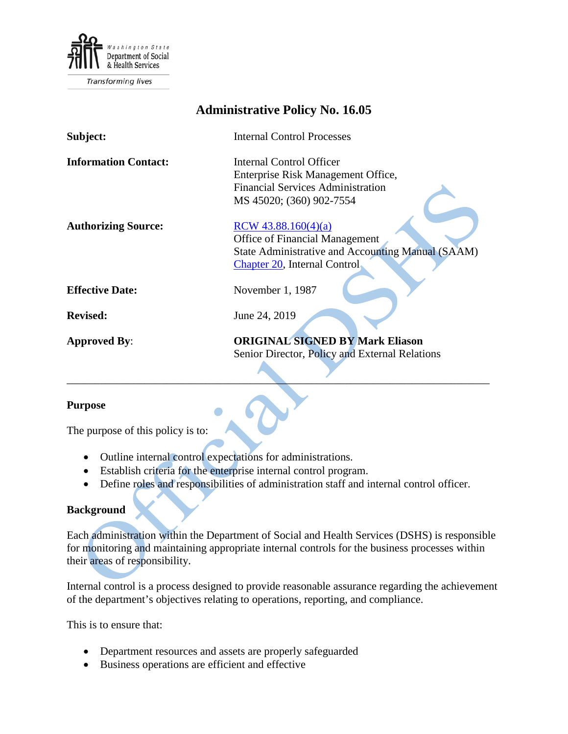Washington State Department of Social & Health Services

Transforming lives

# Administrative Policy No. 16.05

| | |
|---|---|
| **Subject:** | Internal Control Processes |
| **Information Contact:** | Internal Control Officer<br>Enterprise Risk Management Office,<br>Financial Services Administration<br>MS 45020; (360) 902-7554 |
| **Authorizing Source:** | RCW 43.88.160(4)(a)<br>Office of Financial Management<br>State Administrative and Accounting Manual (SAAM)<br>Chapter 20, Internal Control |
| **Effective Date:** | November 1, 1987 |
| **Revised:** | June 24, 2019 |
| **Approved By:** | **ORIGINAL SIGNED BY Mark Eliason**<br>Senior Director, Policy and External Relations |

---

## Purpose

The purpose of this policy is to:

- Outline internal control expectations for administrations.
- Establish criteria for the enterprise internal control program.
- Define roles and responsibilities of administration staff and internal control officer.

## Background

Each administration within the Department of Social and Health Services (DSHS) is responsible for monitoring and maintaining appropriate internal controls for the business processes within their areas of responsibility.

Internal control is a process designed to provide reasonable assurance regarding the achievement of the department's objectives relating to operations, reporting, and compliance.

This is to ensure that:

- Department resources and assets are properly safeguarded
- Business operations are efficient and effective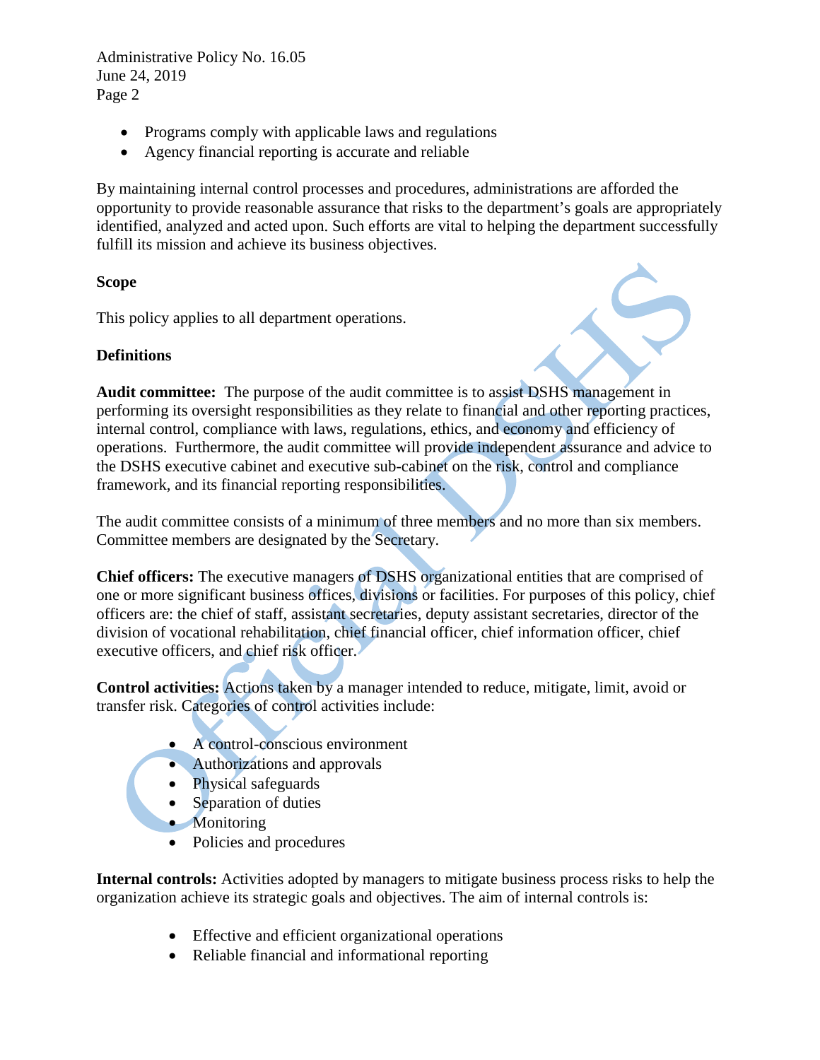- Programs comply with applicable laws and regulations
- Agency financial reporting is accurate and reliable

By maintaining internal control processes and procedures, administrations are afforded the opportunity to provide reasonable assurance that risks to the department's goals are appropriately identified, analyzed and acted upon. Such efforts are vital to helping the department successfully fulfill its mission and achieve its business objectives.

**Scope**

This policy applies to all department operations.

**Definitions**

**Audit committee:** The purpose of the audit committee is to assist DSHS management in performing its oversight responsibilities as they relate to financial and other reporting practices, internal control, compliance with laws, regulations, ethics, and economy and efficiency of operations. Furthermore, the audit committee will provide independent assurance and advice to the DSHS executive cabinet and executive sub-cabinet on the risk, control and compliance framework, and its financial reporting responsibilities.

The audit committee consists of a minimum of three members and no more than six members. Committee members are designated by the Secretary.

**Chief officers:** The executive managers of DSHS organizational entities that are comprised of one or more significant business offices, divisions or facilities. For purposes of this policy, chief officers are: the chief of staff, assistant secretaries, deputy assistant secretaries, director of the division of vocational rehabilitation, chief financial officer, chief information officer, chief executive officers, and chief risk officer.

**Control activities:** Actions taken by a manager intended to reduce, mitigate, limit, avoid or transfer risk. Categories of control activities include:

- A control-conscious environment
- Authorizations and approvals
- Physical safeguards
- Separation of duties
- Monitoring
- Policies and procedures

**Internal controls:** Activities adopted by managers to mitigate business process risks to help the organization achieve its strategic goals and objectives. The aim of internal controls is:

- Effective and efficient organizational operations
- Reliable financial and informational reporting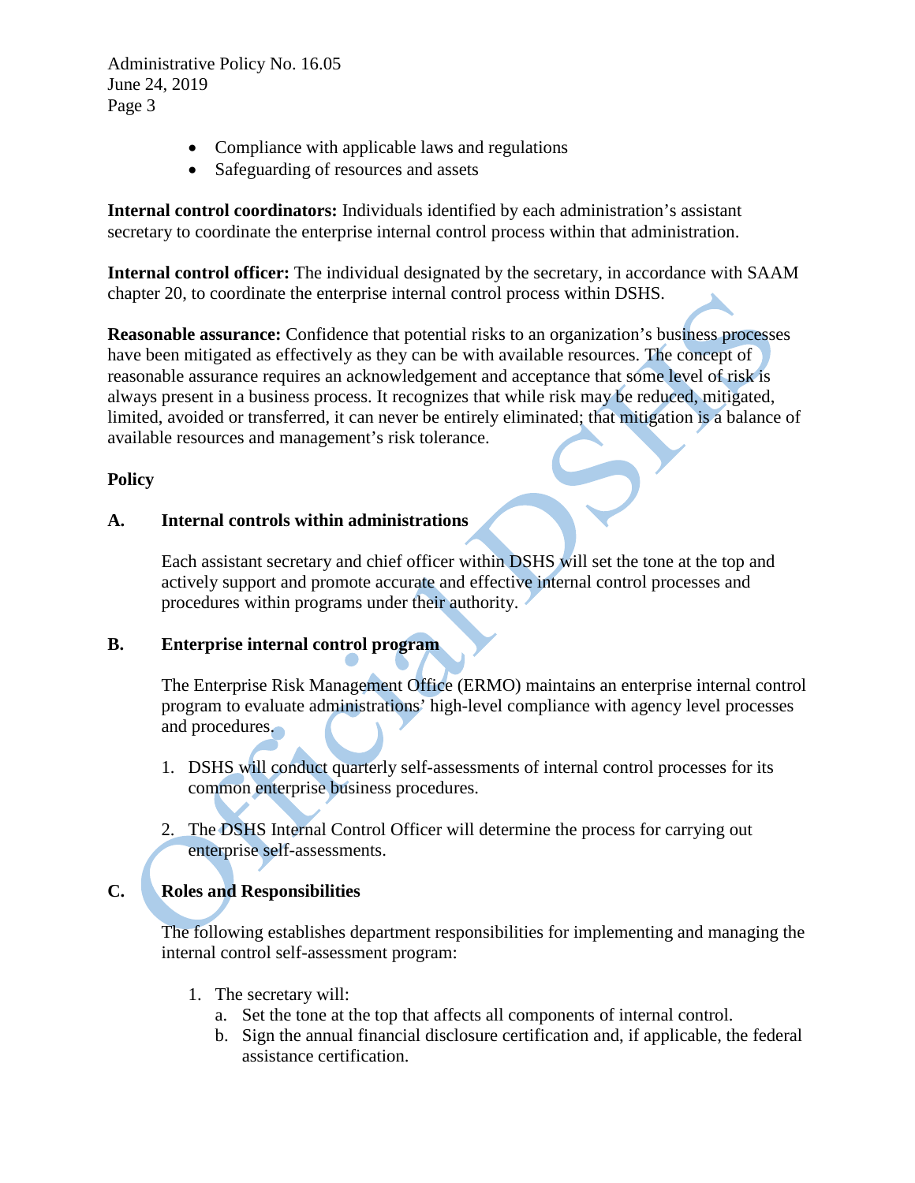- Compliance with applicable laws and regulations
- Safeguarding of resources and assets

**Internal control coordinators:** Individuals identified by each administration's assistant secretary to coordinate the enterprise internal control process within that administration.

**Internal control officer:** The individual designated by the secretary, in accordance with SAAM chapter 20, to coordinate the enterprise internal control process within DSHS.

**Reasonable assurance:** Confidence that potential risks to an organization's business processes have been mitigated as effectively as they can be with available resources. The concept of reasonable assurance requires an acknowledgement and acceptance that some level of risk is always present in a business process. It recognizes that while risk may be reduced, mitigated, limited, avoided or transferred, it can never be entirely eliminated; that mitigation is a balance of available resources and management's risk tolerance.

## Policy

### A. Internal controls within administrations

Each assistant secretary and chief officer within DSHS will set the tone at the top and actively support and promote accurate and effective internal control processes and procedures within programs under their authority.

### B. Enterprise internal control program

The Enterprise Risk Management Office (ERMO) maintains an enterprise internal control program to evaluate administrations' high-level compliance with agency level processes and procedures.

1. DSHS will conduct quarterly self-assessments of internal control processes for its common enterprise business procedures.

2. The DSHS Internal Control Officer will determine the process for carrying out enterprise self-assessments.

### C. Roles and Responsibilities

The following establishes department responsibilities for implementing and managing the internal control self-assessment program:

1. The secretary will:
   a. Set the tone at the top that affects all components of internal control.
   b. Sign the annual financial disclosure certification and, if applicable, the federal assistance certification.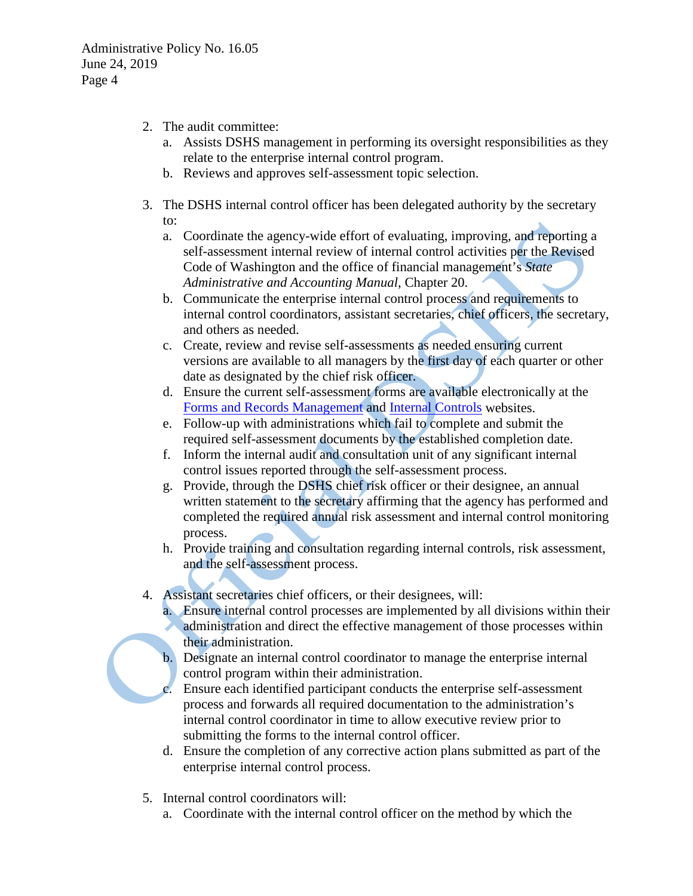2. The audit committee:
   a. Assists DSHS management in performing its oversight responsibilities as they relate to the enterprise internal control program.
   b. Reviews and approves self-assessment topic selection.

3. The DSHS internal control officer has been delegated authority by the secretary to:
   a. Coordinate the agency-wide effort of evaluating, improving, and reporting a self-assessment internal review of internal control activities per the Revised Code of Washington and the office of financial management's *State Administrative and Accounting Manual*, Chapter 20.
   b. Communicate the enterprise internal control process and requirements to internal control coordinators, assistant secretaries, chief officers, the secretary, and others as needed.
   c. Create, review and revise self-assessments as needed ensuring current versions are available to all managers by the first day of each quarter or other date as designated by the chief risk officer.
   d. Ensure the current self-assessment forms are available electronically at the Forms and Records Management and Internal Controls websites.
   e. Follow-up with administrations which fail to complete and submit the required self-assessment documents by the established completion date.
   f. Inform the internal audit and consultation unit of any significant internal control issues reported through the self-assessment process.
   g. Provide, through the DSHS chief risk officer or their designee, an annual written statement to the secretary affirming that the agency has performed and completed the required annual risk assessment and internal control monitoring process.
   h. Provide training and consultation regarding internal controls, risk assessment, and the self-assessment process.

4. Assistant secretaries chief officers, or their designees, will:
   a. Ensure internal control processes are implemented by all divisions within their administration and direct the effective management of those processes within their administration.
   b. Designate an internal control coordinator to manage the enterprise internal control program within their administration.
   c. Ensure each identified participant conducts the enterprise self-assessment process and forwards all required documentation to the administration's internal control coordinator in time to allow executive review prior to submitting the forms to the internal control officer.
   d. Ensure the completion of any corrective action plans submitted as part of the enterprise internal control process.

5. Internal control coordinators will:
   a. Coordinate with the internal control officer on the method by which the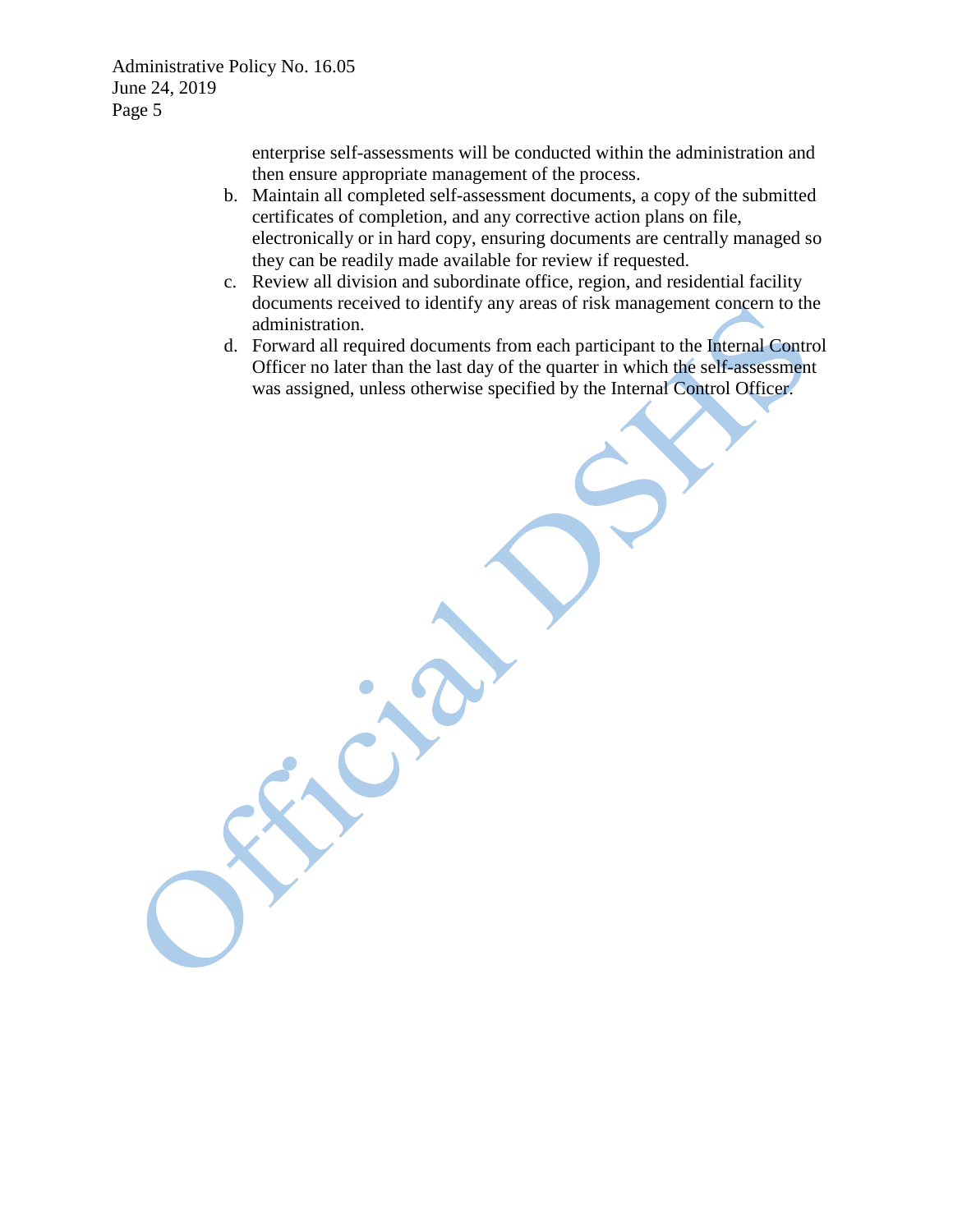enterprise self-assessments will be conducted within the administration and then ensure appropriate management of the process.

b. Maintain all completed self-assessment documents, a copy of the submitted certificates of completion, and any corrective action plans on file, electronically or in hard copy, ensuring documents are centrally managed so they can be readily made available for review if requested.

c. Review all division and subordinate office, region, and residential facility documents received to identify any areas of risk management concern to the administration.

d. Forward all required documents from each participant to the Internal Control Officer no later than the last day of the quarter in which the self-assessment was assigned, unless otherwise specified by the Internal Control Officer.